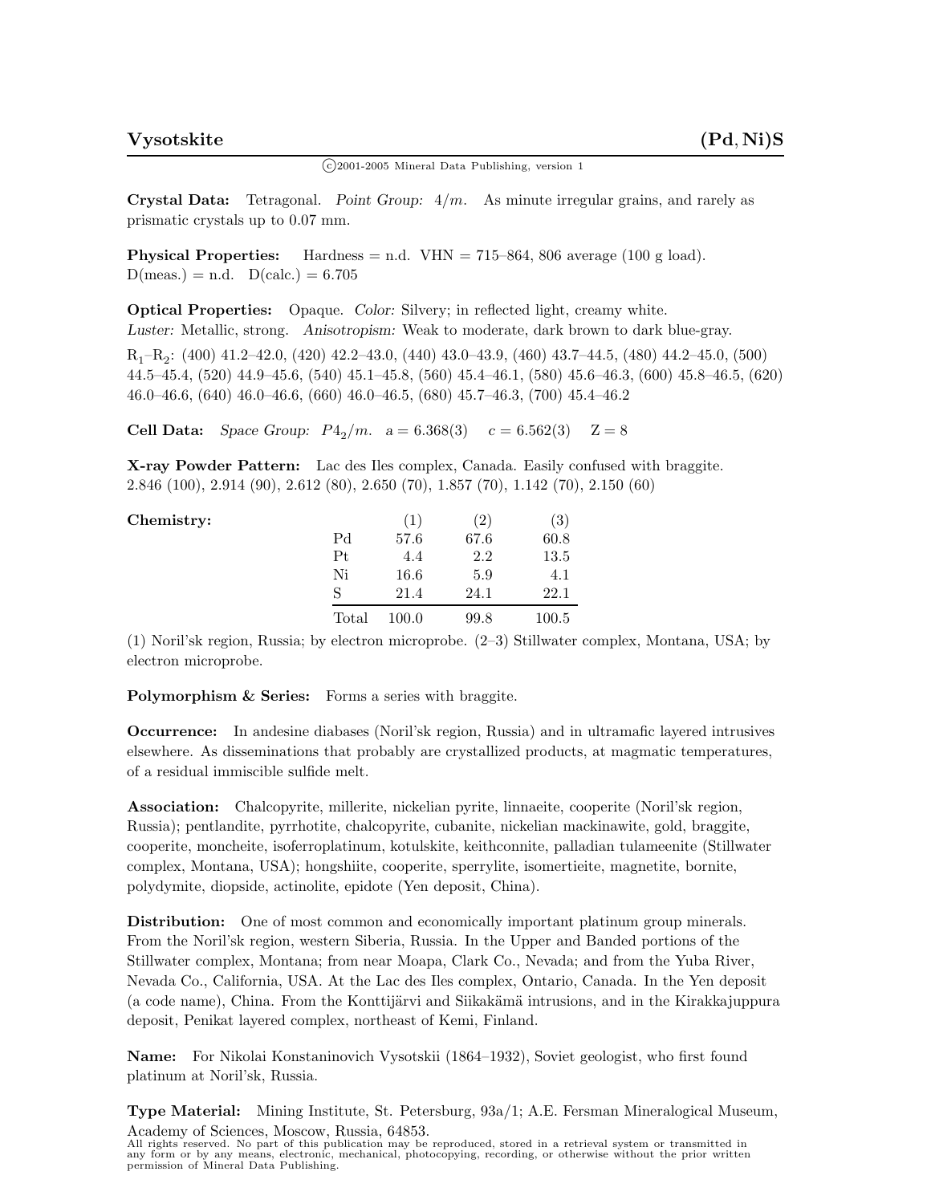# Vysotskite (Pd, Ni)S

©2001-2005 Mineral Data Publishing, version 1

**Crystal Data:** Tetragonal. *Point Group:* $4/m$. As minute irregular grains, and rarely as prismatic crystals up to 0.07 mm.

**Physical Properties:** Hardness = n.d. VHN = 715–864, 806 average (100 g load). D(meas.) = n.d. D(calc.) = 6.705

**Optical Properties:** Opaque. *Color:* Silvery; in reflected light, creamy white. *Luster:* Metallic, strong. *Anisotropism:* Weak to moderate, dark brown to dark blue-gray.

$R_1$–$R_2$: (400) 41.2–42.0, (420) 42.2–43.0, (440) 43.0–43.9, (460) 43.7–44.5, (480) 44.2–45.0, (500) 44.5–45.4, (520) 44.9–45.6, (540) 45.1–45.8, (560) 45.4–46.1, (580) 45.6–46.3, (600) 45.8–46.5, (620) 46.0–46.6, (640) 46.0–46.6, (660) 46.0–46.5, (680) 45.7–46.3, (700) 45.4–46.2

**Cell Data:** *Space Group:* $P4_2/m$. a = 6.368(3) c = 6.562(3) Z = 8

**X-ray Powder Pattern:** Lac des Iles complex, Canada. Easily confused with braggite.
2.846 (100), 2.914 (90), 2.612 (80), 2.650 (70), 1.857 (70), 1.142 (70), 2.150 (60)

**Chemistry:**

| | (1) | (2) | (3) |
|---|---|---|---|
| Pd | 57.6 | 67.6 | 60.8 |
| Pt | 4.4 | 2.2 | 13.5 |
| Ni | 16.6 | 5.9 | 4.1 |
| S | 21.4 | 24.1 | 22.1 |
| Total | 100.0 | 99.8 | 100.5 |

(1) Noril'sk region, Russia; by electron microprobe. (2–3) Stillwater complex, Montana, USA; by electron microprobe.

**Polymorphism & Series:** Forms a series with braggite.

**Occurrence:** In andesine diabases (Noril'sk region, Russia) and in ultramafic layered intrusives elsewhere. As disseminations that probably are crystallized products, at magmatic temperatures, of a residual immiscible sulfide melt.

**Association:** Chalcopyrite, millerite, nickelian pyrite, linnaeite, cooperite (Noril'sk region, Russia); pentlandite, pyrrhotite, chalcopyrite, cubanite, nickelian mackinawite, gold, braggite, cooperite, moncheite, isoferroplatinum, kotulskite, keithconnite, palladian tulameenite (Stillwater complex, Montana, USA); hongshiite, cooperite, sperrylite, isomertieite, magnetite, bornite, polydymite, diopside, actinolite, epidote (Yen deposit, China).

**Distribution:** One of most common and economically important platinum group minerals. From the Noril'sk region, western Siberia, Russia. In the Upper and Banded portions of the Stillwater complex, Montana; from near Moapa, Clark Co., Nevada; and from the Yuba River, Nevada Co., California, USA. At the Lac des Iles complex, Ontario, Canada. In the Yen deposit (a code name), China. From the Konttijärvi and Siikakämä intrusions, and in the Kirakkajuppura deposit, Penikat layered complex, northeast of Kemi, Finland.

**Name:** For Nikolai Konstaninovich Vysotskii (1864–1932), Soviet geologist, who first found platinum at Noril'sk, Russia.

**Type Material:** Mining Institute, St. Petersburg, 93a/1; A.E. Fersman Mineralogical Museum, Academy of Sciences, Moscow, Russia, 64853.

All rights reserved. No part of this publication may be reproduced, stored in a retrieval system or transmitted in any form or by any means, electronic, mechanical, photocopying, recording, or otherwise without the prior written permission of Mineral Data Publishing.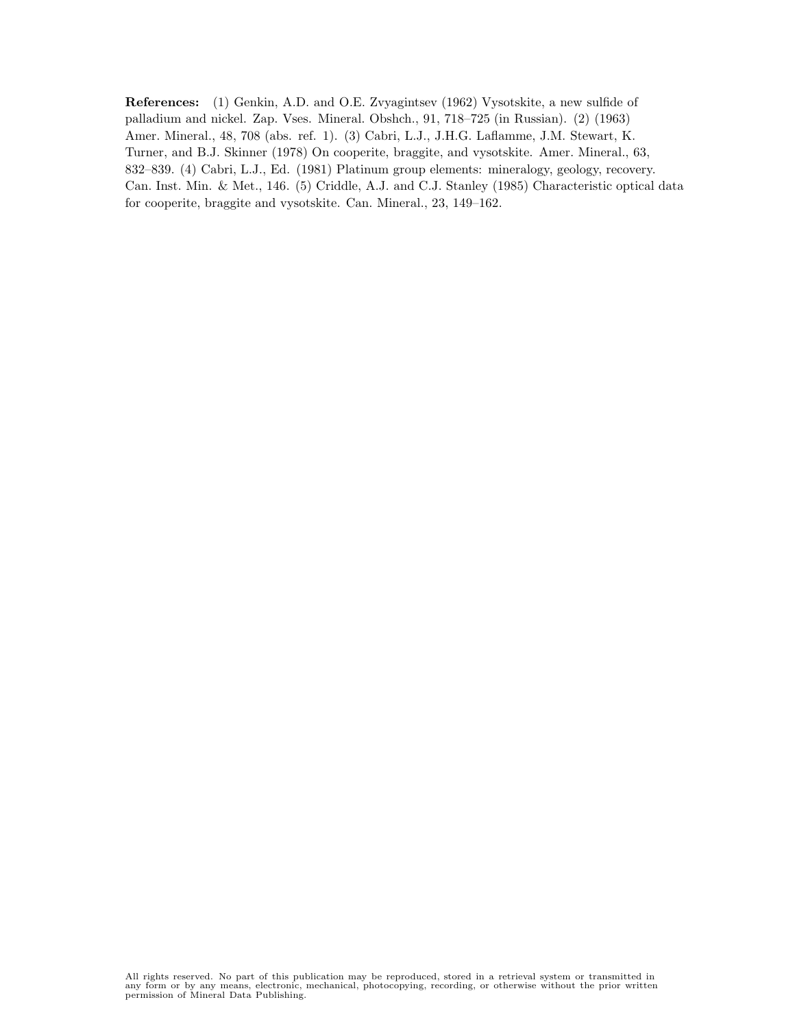**References:** (1) Genkin, A.D. and O.E. Zvyagintsev (1962) Vysotskite, a new sulfide of palladium and nickel. Zap. Vses. Mineral. Obshch., 91, 718–725 (in Russian). (2) (1963) Amer. Mineral., 48, 708 (abs. ref. 1). (3) Cabri, L.J., J.H.G. Laflamme, J.M. Stewart, K. Turner, and B.J. Skinner (1978) On cooperite, braggite, and vysotskite. Amer. Mineral., 63, 832–839. (4) Cabri, L.J., Ed. (1981) Platinum group elements: mineralogy, geology, recovery. Can. Inst. Min. & Met., 146. (5) Criddle, A.J. and C.J. Stanley (1985) Characteristic optical data for cooperite, braggite and vysotskite. Can. Mineral., 23, 149–162.

All rights reserved. No part of this publication may be reproduced, stored in a retrieval system or transmitted in any form or by any means, electronic, mechanical, photocopying, recording, or otherwise without the prior written permission of Mineral Data Publishing.